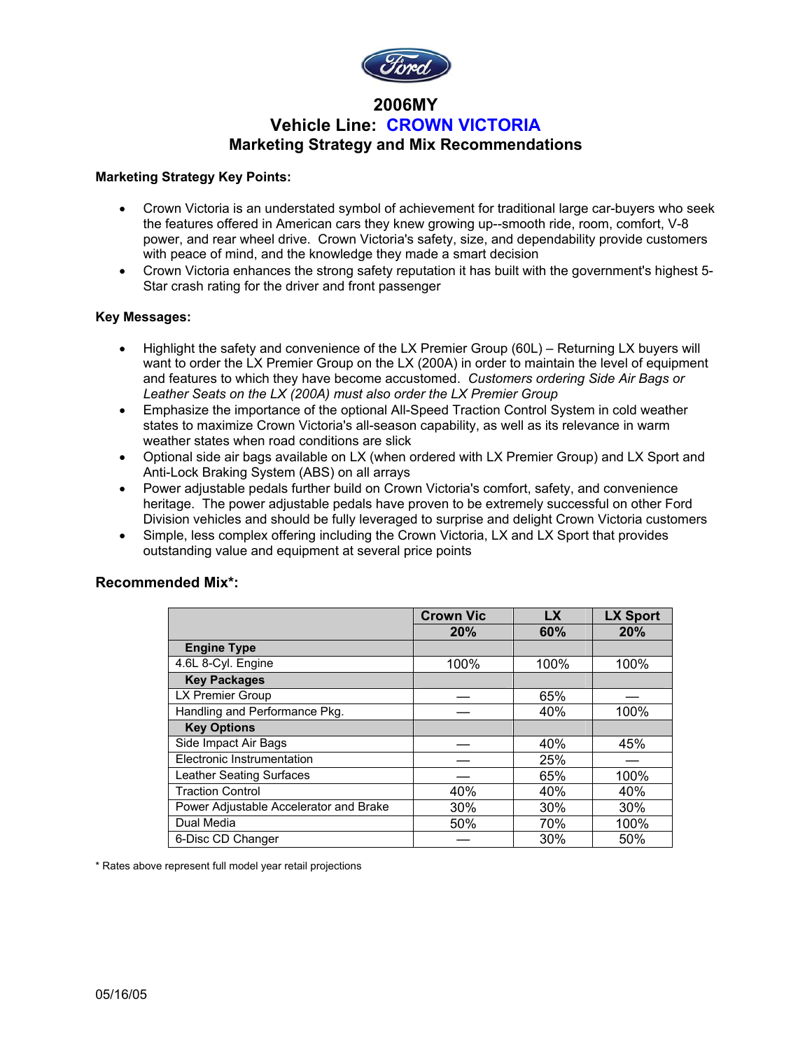# 2006MY

## Vehicle Line: CROWN VICTORIA

## Marketing Strategy and Mix Recommendations

**Marketing Strategy Key Points:**

- Crown Victoria is an understated symbol of achievement for traditional large car-buyers who seek the features offered in American cars they knew growing up--smooth ride, room, comfort, V-8 power, and rear wheel drive. Crown Victoria's safety, size, and dependability provide customers with peace of mind, and the knowledge they made a smart decision
- Crown Victoria enhances the strong safety reputation it has built with the government's highest 5-Star crash rating for the driver and front passenger

**Key Messages:**

- Highlight the safety and convenience of the LX Premier Group (60L) – Returning LX buyers will want to order the LX Premier Group on the LX (200A) in order to maintain the level of equipment and features to which they have become accustomed. *Customers ordering Side Air Bags or Leather Seats on the LX (200A) must also order the LX Premier Group*
- Emphasize the importance of the optional All-Speed Traction Control System in cold weather states to maximize Crown Victoria's all-season capability, as well as its relevance in warm weather states when road conditions are slick
- Optional side air bags available on LX (when ordered with LX Premier Group) and LX Sport and Anti-Lock Braking System (ABS) on all arrays
- Power adjustable pedals further build on Crown Victoria's comfort, safety, and convenience heritage. The power adjustable pedals have proven to be extremely successful on other Ford Division vehicles and should be fully leveraged to surprise and delight Crown Victoria customers
- Simple, less complex offering including the Crown Victoria, LX and LX Sport that provides outstanding value and equipment at several price points

### Recommended Mix*:

| | Crown Vic | LX | LX Sport |
|---|---|---|---|
| | **20%** | **60%** | **20%** |
| **Engine Type** | | | |
| 4.6L 8-Cyl. Engine | 100% | 100% | 100% |
| **Key Packages** | | | |
| LX Premier Group | — | 65% | — |
| Handling and Performance Pkg. | — | 40% | 100% |
| **Key Options** | | | |
| Side Impact Air Bags | — | 40% | 45% |
| Electronic Instrumentation | — | 25% | — |
| Leather Seating Surfaces | — | 65% | 100% |
| Traction Control | 40% | 40% | 40% |
| Power Adjustable Accelerator and Brake | 30% | 30% | 30% |
| Dual Media | 50% | 70% | 100% |
| 6-Disc CD Changer | — | 30% | 50% |

\* Rates above represent full model year retail projections

05/16/05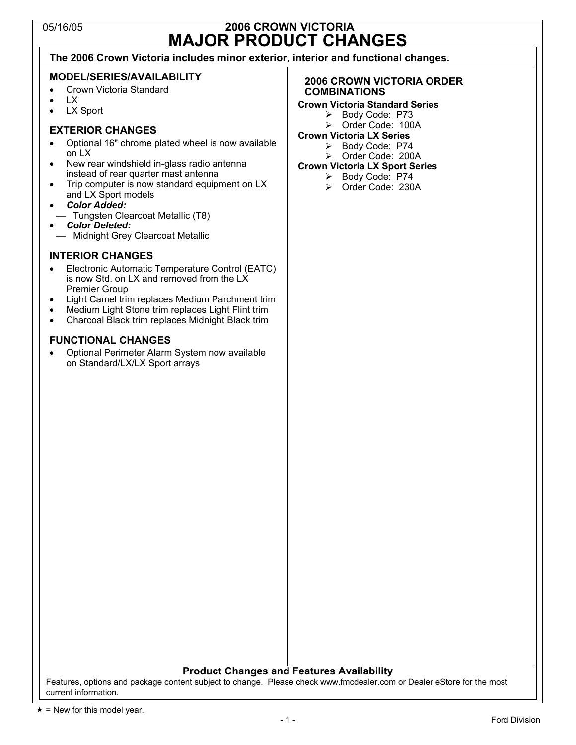05/16/05

# 2006 CROWN VICTORIA
# MAJOR PRODUCT CHANGES

**The 2006 Crown Victoria includes minor exterior, interior and functional changes.**

## MODEL/SERIES/AVAILABILITY

- Crown Victoria Standard
- LX
- LX Sport

## EXTERIOR CHANGES

- Optional 16" chrome plated wheel is now available on LX
- New rear windshield in-glass radio antenna instead of rear quarter mast antenna
- Trip computer is now standard equipment on LX and LX Sport models
- ***Color Added:***
  — Tungsten Clearcoat Metallic (T8)
- ***Color Deleted:***
  — Midnight Grey Clearcoat Metallic

## INTERIOR CHANGES

- Electronic Automatic Temperature Control (EATC) is now Std. on LX and removed from the LX Premier Group
- Light Camel trim replaces Medium Parchment trim
- Medium Light Stone trim replaces Light Flint trim
- Charcoal Black trim replaces Midnight Black trim

## FUNCTIONAL CHANGES

- Optional Perimeter Alarm System now available on Standard/LX/LX Sport arrays

## 2006 CROWN VICTORIA ORDER COMBINATIONS

**Crown Victoria Standard Series**
- Body Code: P73
- Order Code: 100A

**Crown Victoria LX Series**
- Body Code: P74
- Order Code: 200A

**Crown Victoria LX Sport Series**
- Body Code: P74
- Order Code: 230A

**Product Changes and Features Availability**

Features, options and package content subject to change. Please check www.fmcdealer.com or Dealer eStore for the most current information.

★ = New for this model year.

Ford Division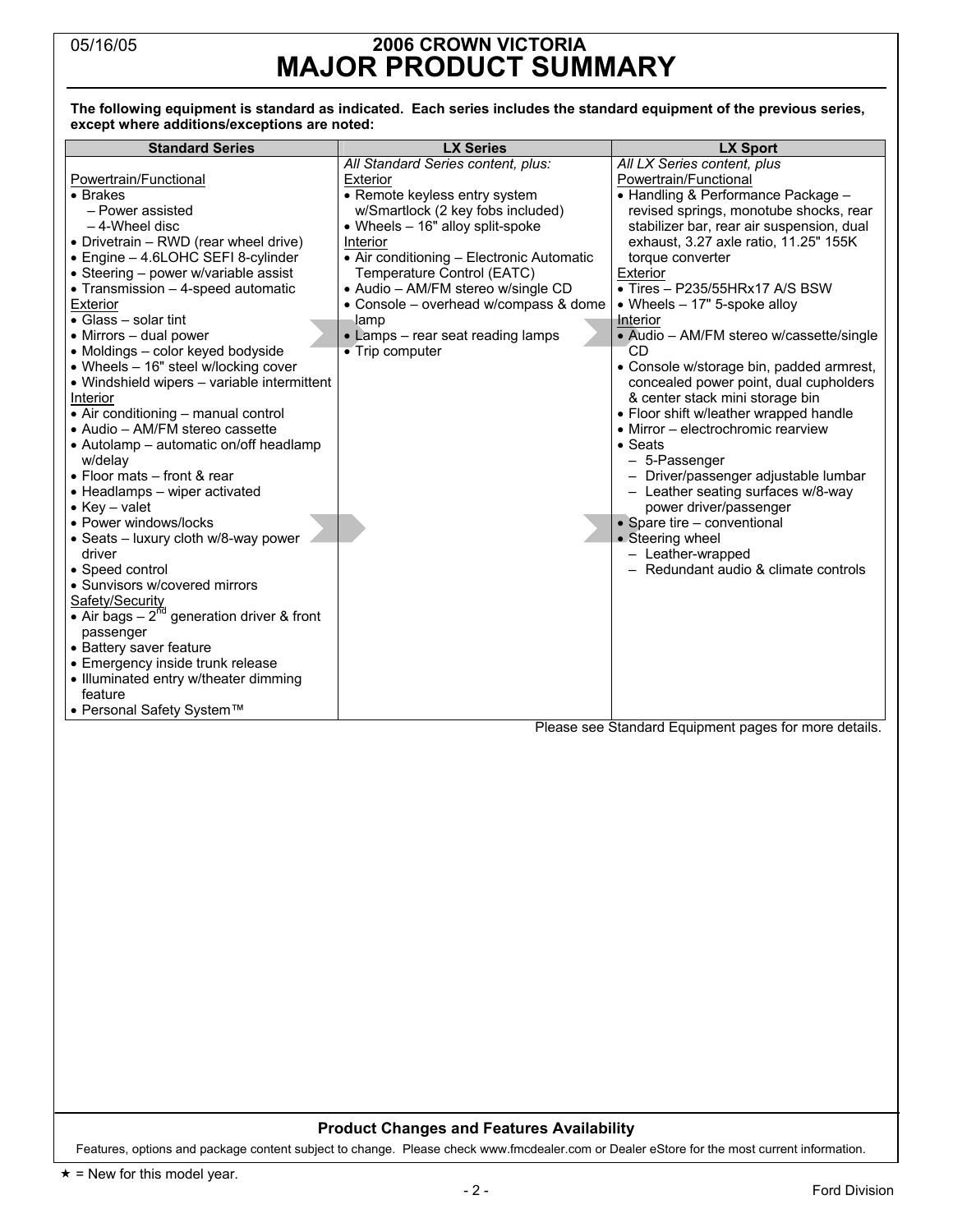05/16/05

# 2006 CROWN VICTORIA
# MAJOR PRODUCT SUMMARY

**The following equipment is standard as indicated. Each series includes the standard equipment of the previous series, except where additions/exceptions are noted:**

| Standard Series | LX Series | LX Sport |
|---|---|---|
| Powertrain/Functional<br>• Brakes<br>– Power assisted<br>– 4-Wheel disc<br>• Drivetrain – RWD (rear wheel drive)<br>• Engine – 4.6LOHC SEFI 8-cylinder<br>• Steering – power w/variable assist<br>• Transmission – 4-speed automatic<br>Exterior<br>• Glass – solar tint<br>• Mirrors – dual power<br>• Moldings – color keyed bodyside<br>• Wheels – 16" steel w/locking cover<br>• Windshield wipers – variable intermittent<br>Interior<br>• Air conditioning – manual control<br>• Audio – AM/FM stereo cassette<br>• Autolamp – automatic on/off headlamp w/delay<br>• Floor mats – front & rear<br>• Headlamps – wiper activated<br>• Key – valet<br>• Power windows/locks<br>• Seats – luxury cloth w/8-way power driver<br>• Speed control<br>• Sunvisors w/covered mirrors<br>Safety/Security<br>• Air bags – 2nd generation driver & front passenger<br>• Battery saver feature<br>• Emergency inside trunk release<br>• Illuminated entry w/theater dimming feature<br>• Personal Safety System™ | *All Standard Series content, plus:*<br>Exterior<br>• Remote keyless entry system w/Smartlock (2 key fobs included)<br>• Wheels – 16" alloy split-spoke<br>Interior<br>• Air conditioning – Electronic Automatic Temperature Control (EATC)<br>• Audio – AM/FM stereo w/single CD<br>• Console – overhead w/compass & dome lamp<br>• Lamps – rear seat reading lamps<br>• Trip computer | *All LX Series content, plus*<br>Powertrain/Functional<br>• Handling & Performance Package – revised springs, monotube shocks, rear stabilizer bar, rear air suspension, dual exhaust, 3.27 axle ratio, 11.25" 155K torque converter<br>Exterior<br>• Tires – P235/55HRx17 A/S BSW<br>• Wheels – 17" 5-spoke alloy<br>Interior<br>• Audio – AM/FM stereo w/cassette/single CD<br>• Console w/storage bin, padded armrest, concealed power point, dual cupholders & center stack mini storage bin<br>• Floor shift w/leather wrapped handle<br>• Mirror – electrochromic rearview<br>• Seats<br>– 5-Passenger<br>– Driver/passenger adjustable lumbar<br>– Leather seating surfaces w/8-way power driver/passenger<br>• Spare tire – conventional<br>• Steering wheel<br>– Leather-wrapped<br>– Redundant audio & climate controls |

Please see Standard Equipment pages for more details.

**Product Changes and Features Availability**

Features, options and package content subject to change. Please check www.fmcdealer.com or Dealer eStore for the most current information.

★ = New for this model year.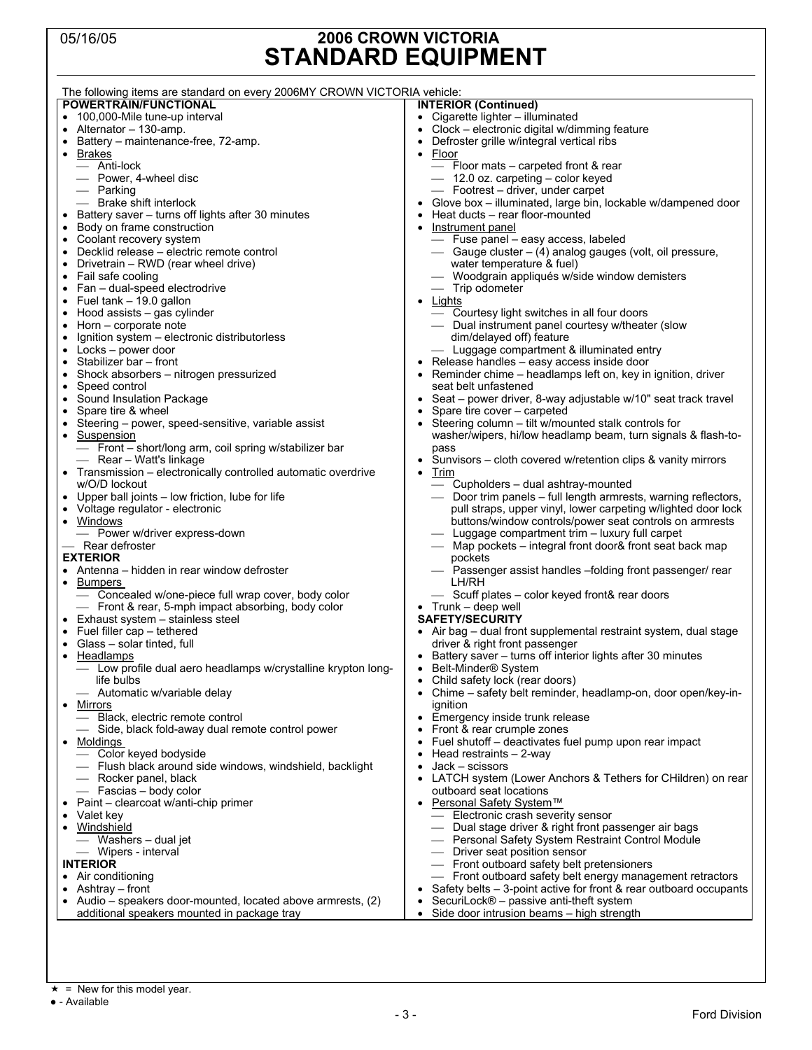05/16/05

# 2006 CROWN VICTORIA
# STANDARD EQUIPMENT

The following items are standard on every 2006MY CROWN VICTORIA vehicle:

### POWERTRAIN/FUNCTIONAL

- 100,000-Mile tune-up interval
- Alternator – 130-amp.
- Battery – maintenance-free, 72-amp.
- Brakes
  - Anti-lock
  - Power, 4-wheel disc
  - Parking
  - Brake shift interlock
- Battery saver – turns off lights after 30 minutes
- Body on frame construction
- Coolant recovery system
- Decklid release – electric remote control
- Drivetrain – RWD (rear wheel drive)
- Fail safe cooling
- Fan – dual-speed electrodrive
- Fuel tank – 19.0 gallon
- Hood assists – gas cylinder
- Horn – corporate note
- Ignition system – electronic distributorless
- Locks – power door
- Stabilizer bar – front
- Shock absorbers – nitrogen pressurized
- Speed control
- Sound Insulation Package
- Spare tire & wheel
- Steering – power, speed-sensitive, variable assist
- Suspension
  - Front – short/long arm, coil spring w/stabilizer bar
  - Rear – Watt's linkage
- Transmission – electronically controlled automatic overdrive w/O/D lockout
- Upper ball joints – low friction, lube for life
- Voltage regulator - electronic
- Windows
  - Power w/driver express-down
- Rear defroster

### EXTERIOR

- Antenna – hidden in rear window defroster
- Bumpers
  - Concealed w/one-piece full wrap cover, body color
  - Front & rear, 5-mph impact absorbing, body color
- Exhaust system – stainless steel
- Fuel filler cap – tethered
- Glass – solar tinted, full
- Headlamps
  - Low profile dual aero headlamps w/crystalline krypton long-life bulbs
  - Automatic w/variable delay
- Mirrors
  - Black, electric remote control
  - Side, black fold-away dual remote control power
- Moldings
  - Color keyed bodyside
  - Flush black around side windows, windshield, backlight
  - Rocker panel, black
  - Fascias – body color
- Paint – clearcoat w/anti-chip primer
- Valet key
- Windshield
  - Washers – dual jet
  - Wipers - interval

### INTERIOR

- Air conditioning
- Ashtray – front
- Audio – speakers door-mounted, located above armrests, (2) additional speakers mounted in package tray

### INTERIOR (Continued)

- Cigarette lighter – illuminated
- Clock – electronic digital w/dimming feature
- Defroster grille w/integral vertical ribs
- Floor
  - Floor mats – carpeted front & rear
  - 12.0 oz. carpeting – color keyed
  - Footrest – driver, under carpet
- Glove box – illuminated, large bin, lockable w/dampened door
- Heat ducts – rear floor-mounted
- Instrument panel
  - Fuse panel – easy access, labeled
  - Gauge cluster – (4) analog gauges (volt, oil pressure, water temperature & fuel)
  - Woodgrain appliqués w/side window demisters
  - Trip odometer
- Lights
  - Courtesy light switches in all four doors
  - Dual instrument panel courtesy w/theater (slow dim/delayed off) feature
  - Luggage compartment & illuminated entry
- Release handles – easy access inside door
- Reminder chime – headlamps left on, key in ignition, driver seat belt unfastened
- Seat – power driver, 8-way adjustable w/10" seat track travel
- Spare tire cover – carpeted
- Steering column – tilt w/mounted stalk controls for washer/wipers, hi/low headlamp beam, turn signals & flash-to-pass
- Sunvisors – cloth covered w/retention clips & vanity mirrors
- Trim
  - Cupholders – dual ashtray-mounted
  - Door trim panels – full length armrests, warning reflectors, pull straps, upper vinyl, lower carpeting w/lighted door lock buttons/window controls/power seat controls on armrests
  - Luggage compartment trim – luxury full carpet
  - Map pockets – integral front door& front seat back map pockets
  - Passenger assist handles –folding front passenger/ rear LH/RH
  - Scuff plates – color keyed front& rear doors
- Trunk – deep well

### SAFETY/SECURITY

- Air bag – dual front supplemental restraint system, dual stage driver & right front passenger
- Battery saver – turns off interior lights after 30 minutes
- Belt-Minder® System
- Child safety lock (rear doors)
- Chime – safety belt reminder, headlamp-on, door open/key-in-ignition
- Emergency inside trunk release
- Front & rear crumple zones
- Fuel shutoff – deactivates fuel pump upon rear impact
- Head restraints – 2-way
- Jack – scissors
- LATCH system (Lower Anchors & Tethers for CHildren) on rear outboard seat locations
- Personal Safety System™
  - Electronic crash severity sensor
  - Dual stage driver & right front passenger air bags
  - Personal Safety System Restraint Control Module
  - Driver seat position sensor
  - Front outboard safety belt pretensioners
  - Front outboard safety belt energy management retractors
- Safety belts – 3-point active for front & rear outboard occupants
- SecuriLock® – passive anti-theft system
- Side door intrusion beams – high strength

★ = New for this model year.
● - Available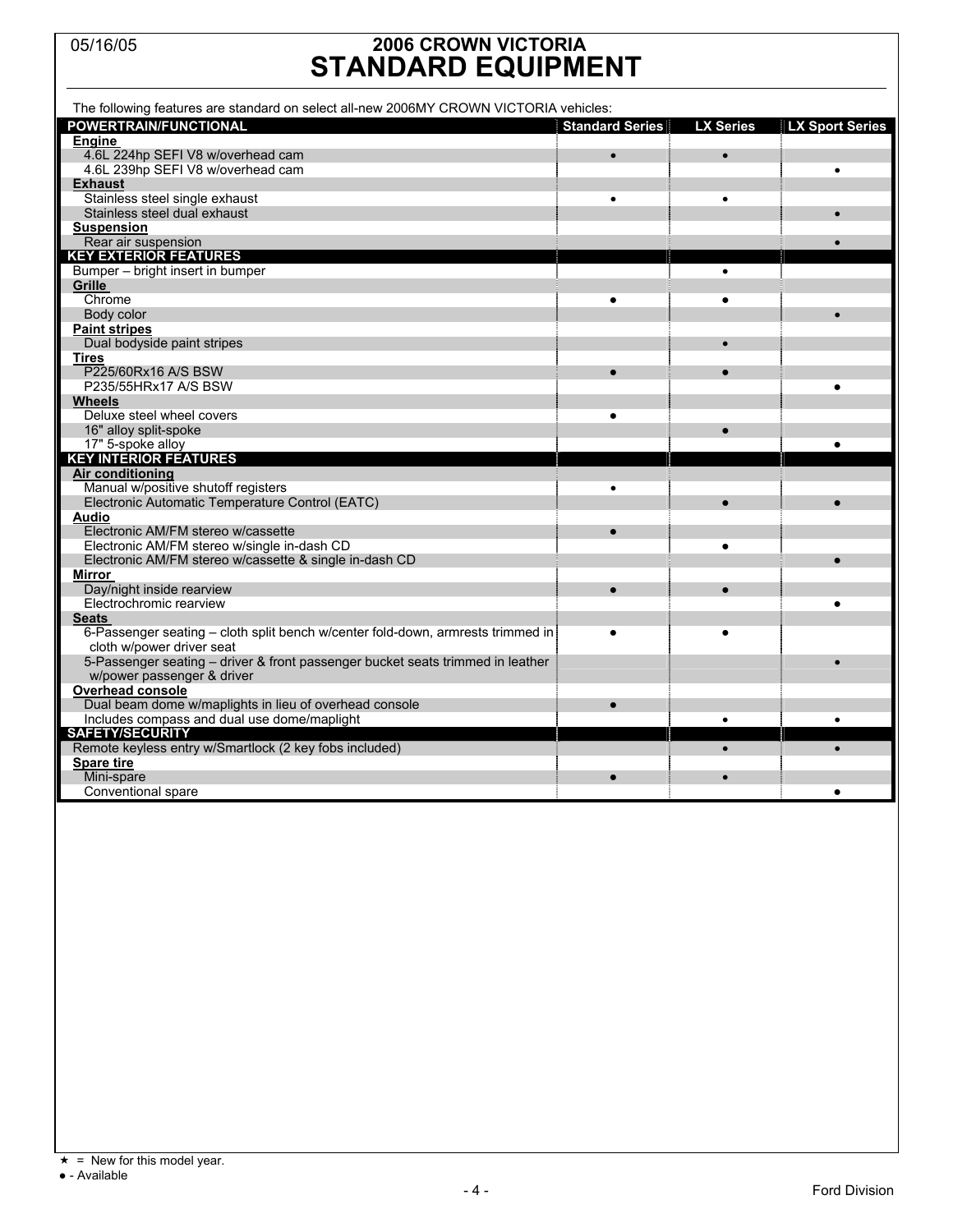# 2006 CROWN VICTORIA
# STANDARD EQUIPMENT

05/16/05

The following features are standard on select all-new 2006MY CROWN VICTORIA vehicles:

| POWERTRAIN/FUNCTIONAL | Standard Series | LX Series | LX Sport Series |
|---|---|---|---|
| **Engine** | | | |
| 4.6L 224hp SEFI V8 w/overhead cam | ● | ● | |
| 4.6L 239hp SEFI V8 w/overhead cam | | | ● |
| **Exhaust** | | | |
| Stainless steel single exhaust | ● | ● | |
| Stainless steel dual exhaust | | | ● |
| **Suspension** | | | |
| Rear air suspension | | | ● |
| **KEY EXTERIOR FEATURES** | | | |
| Bumper – bright insert in bumper | | ● | |
| **Grille** | | | |
| Chrome | ● | ● | |
| Body color | | | ● |
| **Paint stripes** | | | |
| Dual bodyside paint stripes | | ● | |
| **Tires** | | | |
| P225/60Rx16 A/S BSW | ● | ● | |
| P235/55HRx17 A/S BSW | | | ● |
| **Wheels** | | | |
| Deluxe steel wheel covers | ● | | |
| 16" alloy split-spoke | | ● | |
| 17" 5-spoke alloy | | | ● |
| **KEY INTERIOR FEATURES** | | | |
| **Air conditioning** | | | |
| Manual w/positive shutoff registers | ● | | |
| Electronic Automatic Temperature Control (EATC) | | ● | ● |
| **Audio** | | | |
| Electronic AM/FM stereo w/cassette | ● | | |
| Electronic AM/FM stereo w/single in-dash CD | | ● | |
| Electronic AM/FM stereo w/cassette & single in-dash CD | | | ● |
| **Mirror** | | | |
| Day/night inside rearview | ● | ● | |
| Electrochromic rearview | | | ● |
| **Seats** | | | |
| 6-Passenger seating – cloth split bench w/center fold-down, armrests trimmed in cloth w/power driver seat | ● | ● | |
| 5-Passenger seating – driver & front passenger bucket seats trimmed in leather w/power passenger & driver | | | ● |
| **Overhead console** | | | |
| Dual beam dome w/maplights in lieu of overhead console | ● | | |
| Includes compass and dual use dome/maplight | | ● | ● |
| **SAFETY/SECURITY** | | | |
| Remote keyless entry w/Smartlock (2 key fobs included) | | ● | ● |
| **Spare tire** | | | |
| Mini-spare | ● | ● | |
| Conventional spare | | | ● |

★ = New for this model year.
● - Available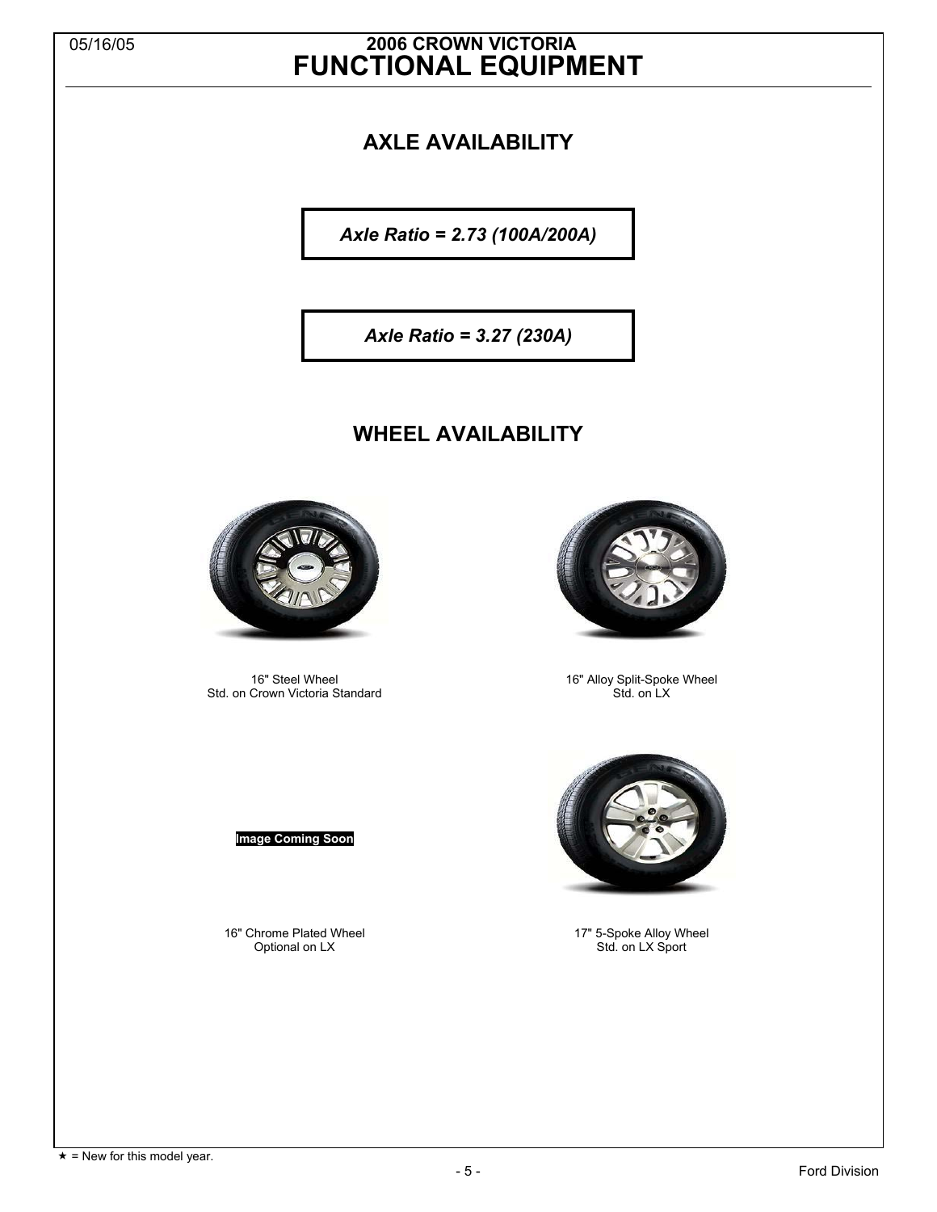# FUNCTIONAL EQUIPMENT

## AXLE AVAILABILITY

*Axle Ratio = 2.73 (100A/200A)*

*Axle Ratio = 3.27 (230A)*

## WHEEL AVAILABILITY

16" Steel Wheel
Std. on Crown Victoria Standard

16" Alloy Split-Spoke Wheel
Std. on LX

**Image Coming Soon**

16" Chrome Plated Wheel
Optional on LX

17" 5-Spoke Alloy Wheel
Std. on LX Sport

★ = New for this model year.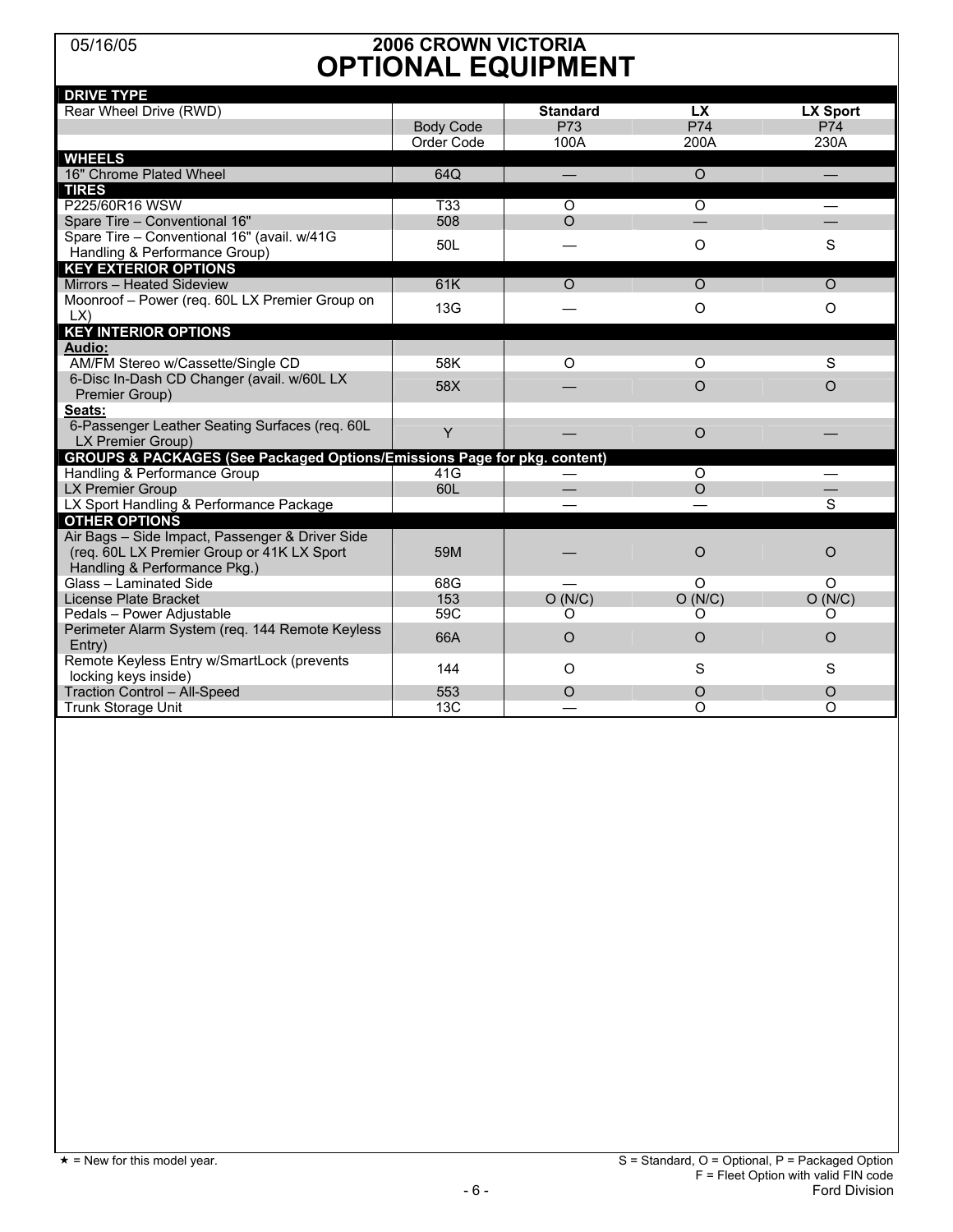# 2006 CROWN VICTORIA
# OPTIONAL EQUIPMENT

05/16/05

| DRIVE TYPE | | | | |
|---|---|---|---|---|
| Rear Wheel Drive (RWD) | | **Standard** | **LX** | **LX Sport** |
| | Body Code | P73 | P74 | P74 |
| | Order Code | 100A | 200A | 230A |
| **WHEELS** | | | | |
| 16" Chrome Plated Wheel | 64Q | — | O | — |
| **TIRES** | | | | |
| P225/60R16 WSW | T33 | O | O | — |
| Spare Tire – Conventional 16" | 508 | O | — | — |
| Spare Tire – Conventional 16" (avail. w/41G Handling & Performance Group) | 50L | — | O | S |
| **KEY EXTERIOR OPTIONS** | | | | |
| Mirrors – Heated Sideview | 61K | O | O | O |
| Moonroof – Power (req. 60L LX Premier Group on LX) | 13G | — | O | O |
| **KEY INTERIOR OPTIONS** | | | | |
| **Audio:** | | | | |
| AM/FM Stereo w/Cassette/Single CD | 58K | O | O | S |
| 6-Disc In-Dash CD Changer (avail. w/60L LX Premier Group) | 58X | — | O | O |
| **Seats:** | | | | |
| 6-Passenger Leather Seating Surfaces (req. 60L LX Premier Group) | Y | — | O | — |
| **GROUPS & PACKAGES (See Packaged Options/Emissions Page for pkg. content)** | | | | |
| Handling & Performance Group | 41G | — | O | — |
| LX Premier Group | 60L | — | O | — |
| LX Sport Handling & Performance Package | | — | — | S |
| **OTHER OPTIONS** | | | | |
| Air Bags – Side Impact, Passenger & Driver Side (req. 60L LX Premier Group or 41K LX Sport Handling & Performance Pkg.) | 59M | — | O | O |
| Glass – Laminated Side | 68G | — | O | O |
| License Plate Bracket | 153 | O (N/C) | O (N/C) | O (N/C) |
| Pedals – Power Adjustable | 59C | O | O | O |
| Perimeter Alarm System (req. 144 Remote Keyless Entry) | 66A | O | O | O |
| Remote Keyless Entry w/SmartLock (prevents locking keys inside) | 144 | O | S | S |
| Traction Control – All-Speed | 553 | O | O | O |
| Trunk Storage Unit | 13C | — | O | O |

★ = New for this model year.

S = Standard, O = Optional, P = Packaged Option
F = Fleet Option with valid FIN code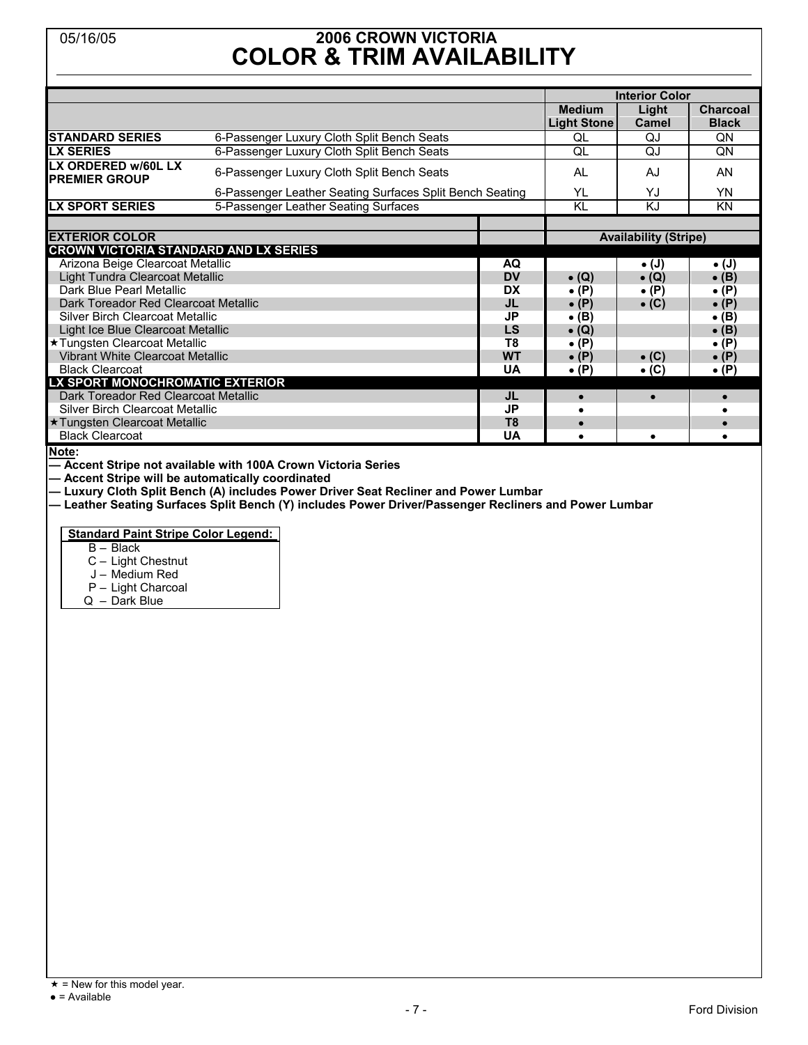# 2006 CROWN VICTORIA
# COLOR & TRIM AVAILABILITY

05/16/05

| | | Interior Color | | |
|---|---|---|---|---|
| | | Medium Light Stone | Light Camel | Charcoal Black |
| **STANDARD SERIES** | 6-Passenger Luxury Cloth Split Bench Seats | QL | QJ | QN |
| **LX SERIES** | 6-Passenger Luxury Cloth Split Bench Seats | QL | QJ | QN |
| **LX ORDERED w/60L LX PREMIER GROUP** | 6-Passenger Luxury Cloth Split Bench Seats | AL | AJ | AN |
| | 6-Passenger Leather Seating Surfaces Split Bench Seating | YL | YJ | YN |
| **LX SPORT SERIES** | 5-Passenger Leather Seating Surfaces | KL | KJ | KN |

| **EXTERIOR COLOR** | | Availability (Stripe) | | |
|---|---|---|---|---|
| **CROWN VICTORIA STANDARD AND LX SERIES** | | | | |
| Arizona Beige Clearcoat Metallic | **AQ** | | • (J) | • (J) |
| Light Tundra Clearcoat Metallic | **DV** | • (Q) | • (Q) | • (B) |
| Dark Blue Pearl Metallic | **DX** | • (P) | • (P) | • (P) |
| Dark Toreador Red Clearcoat Metallic | **JL** | • (P) | • (C) | • (P) |
| Silver Birch Clearcoat Metallic | **JP** | • (B) | | • (B) |
| Light Ice Blue Clearcoat Metallic | **LS** | • (Q) | | • (B) |
| ★Tungsten Clearcoat Metallic | **T8** | • (P) | | • (P) |
| Vibrant White Clearcoat Metallic | **WT** | • (P) | • (C) | • (P) |
| Black Clearcoat | **UA** | • (P) | • (C) | • (P) |
| **LX SPORT MONOCHROMATIC EXTERIOR** | | | | |
| Dark Toreador Red Clearcoat Metallic | **JL** | • | • | • |
| Silver Birch Clearcoat Metallic | **JP** | • | | • |
| ★Tungsten Clearcoat Metallic | **T8** | • | | • |
| Black Clearcoat | **UA** | • | • | • |

**Note:**

**— Accent Stripe not available with 100A Crown Victoria Series**
**— Accent Stripe will be automatically coordinated**
**— Luxury Cloth Split Bench (A) includes Power Driver Seat Recliner and Power Lumbar**
**— Leather Seating Surfaces Split Bench (Y) includes Power Driver/Passenger Recliners and Power Lumbar**

**Standard Paint Stripe Color Legend:**

- B – Black
- C – Light Chestnut
- J – Medium Red
- P – Light Charcoal
- Q – Dark Blue

★ = New for this model year.
● = Available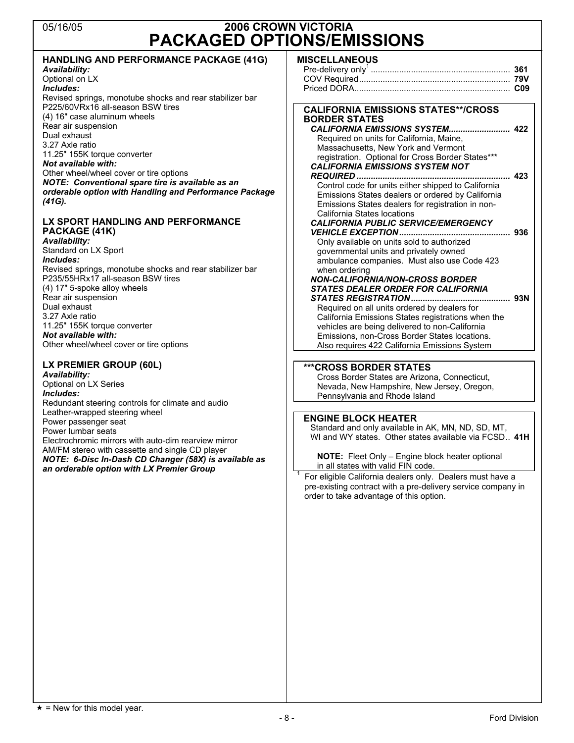# 2006 CROWN VICTORIA

# PACKAGED OPTIONS/EMISSIONS

## HANDLING AND PERFORMANCE PACKAGE (41G)

***Availability:***
Optional on LX

***Includes:***
Revised springs, monotube shocks and rear stabilizer bar
P225/60VRx16 all-season BSW tires
(4) 16" case aluminum wheels
Rear air suspension
Dual exhaust
3.27 Axle ratio
11.25" 155K torque converter

***Not available with:***
Other wheel/wheel cover or tire options

***NOTE: Conventional spare tire is available as an orderable option with Handling and Performance Package (41G).***

## LX SPORT HANDLING AND PERFORMANCE PACKAGE (41K)

***Availability:***
Standard on LX Sport

***Includes:***
Revised springs, monotube shocks and rear stabilizer bar
P235/55HRx17 all-season BSW tires
(4) 17" 5-spoke alloy wheels
Rear air suspension
Dual exhaust
3.27 Axle ratio
11.25" 155K torque converter

***Not available with:***
Other wheel/wheel cover or tire options

## LX PREMIER GROUP (60L)

***Availability:***
Optional on LX Series

***Includes:***
Redundant steering controls for climate and audio
Leather-wrapped steering wheel
Power passenger seat
Power lumbar seats
Electrochromic mirrors with auto-dim rearview mirror
AM/FM stereo with cassette and single CD player

***NOTE: 6-Disc In-Dash CD Changer (58X) is available as an orderable option with LX Premier Group***

## MISCELLANEOUS

Pre-delivery only[1] .......... **361**
COV Required .......... **79V**
Priced DORA .......... **C09**

## CALIFORNIA EMISSIONS STATES**/CROSS BORDER STATES

***CALIFORNIA EMISSIONS SYSTEM.......... 422***
Required on units for California, Maine, Massachusetts, New York and Vermont registration. Optional for Cross Border States***

***CALIFORNIA EMISSIONS SYSTEM NOT REQUIRED .......... 423***
Control code for units either shipped to California Emissions States dealers or ordered by California Emissions States dealers for registration in non-California States locations

***CALIFORNIA PUBLIC SERVICE/EMERGENCY VEHICLE EXCEPTION.......... 936***
Only available on units sold to authorized governmental units and privately owned ambulance companies. Must also use Code 423 when ordering

***NON-CALIFORNIA/NON-CROSS BORDER STATES DEALER ORDER FOR CALIFORNIA STATES REGISTRATION.......... 93N***
Required on all units ordered by dealers for California Emissions States registrations when the vehicles are being delivered to non-California Emissions, non-Cross Border States locations. Also requires 422 California Emissions System

## ***CROSS BORDER STATES

Cross Border States are Arizona, Connecticut, Nevada, New Hampshire, New Jersey, Oregon, Pennsylvania and Rhode Island

## ENGINE BLOCK HEATER

Standard and only available in AK, MN, ND, SD, MT, WI and WY states. Other states available via FCSD.. **41H**

**NOTE:** Fleet Only – Engine block heater optional in all states with valid FIN code.

[1] For eligible California dealers only. Dealers must have a pre-existing contract with a pre-delivery service company in order to take advantage of this option.

★ = New for this model year.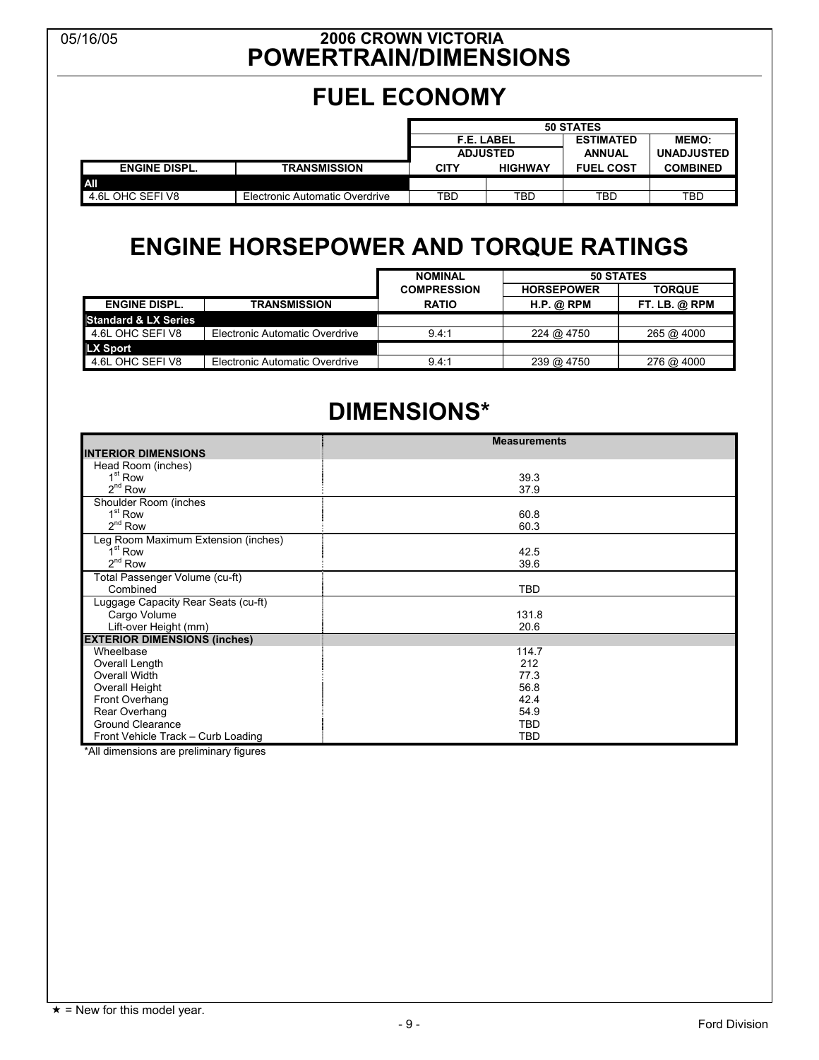05/16/05

# 2006 CROWN VICTORIA
# POWERTRAIN/DIMENSIONS

## FUEL ECONOMY

| | | 50 STATES | | | |
|---|---|---|---|---|---|
| | | F.E. LABEL ADJUSTED | | ESTIMATED ANNUAL | MEMO: UNADJUSTED |
| ENGINE DISPL. | TRANSMISSION | CITY | HIGHWAY | FUEL COST | COMBINED |
| **All** | | | | | |
| 4.6L OHC SEFI V8 | Electronic Automatic Overdrive | TBD | TBD | TBD | TBD |

## ENGINE HORSEPOWER AND TORQUE RATINGS

| | | NOMINAL COMPRESSION | 50 STATES | |
|---|---|---|---|---|
| | | | HORSEPOWER | TORQUE |
| ENGINE DISPL. | TRANSMISSION | RATIO | H.P. @ RPM | FT. LB. @ RPM |
| **Standard & LX Series** | | | | |
| 4.6L OHC SEFI V8 | Electronic Automatic Overdrive | 9.4:1 | 224 @ 4750 | 265 @ 4000 |
| **LX Sport** | | | | |
| 4.6L OHC SEFI V8 | Electronic Automatic Overdrive | 9.4:1 | 239 @ 4750 | 276 @ 4000 |

## DIMENSIONS*

| INTERIOR DIMENSIONS | Measurements |
|---|---|
| Head Room (inches) | |
| 1st Row | 39.3 |
| 2nd Row | 37.9 |
| Shoulder Room (inches | |
| 1st Row | 60.8 |
| 2nd Row | 60.3 |
| Leg Room Maximum Extension (inches) | |
| 1st Row | 42.5 |
| 2nd Row | 39.6 |
| Total Passenger Volume (cu-ft) | |
| Combined | TBD |
| Luggage Capacity Rear Seats (cu-ft) | |
| Cargo Volume | 131.8 |
| Lift-over Height (mm) | 20.6 |
| **EXTERIOR DIMENSIONS (inches)** | |
| Wheelbase | 114.7 |
| Overall Length | 212 |
| Overall Width | 77.3 |
| Overall Height | 56.8 |
| Front Overhang | 42.4 |
| Rear Overhang | 54.9 |
| Ground Clearance | TBD |
| Front Vehicle Track – Curb Loading | TBD |

*All dimensions are preliminary figures

★ = New for this model year.

Ford Division